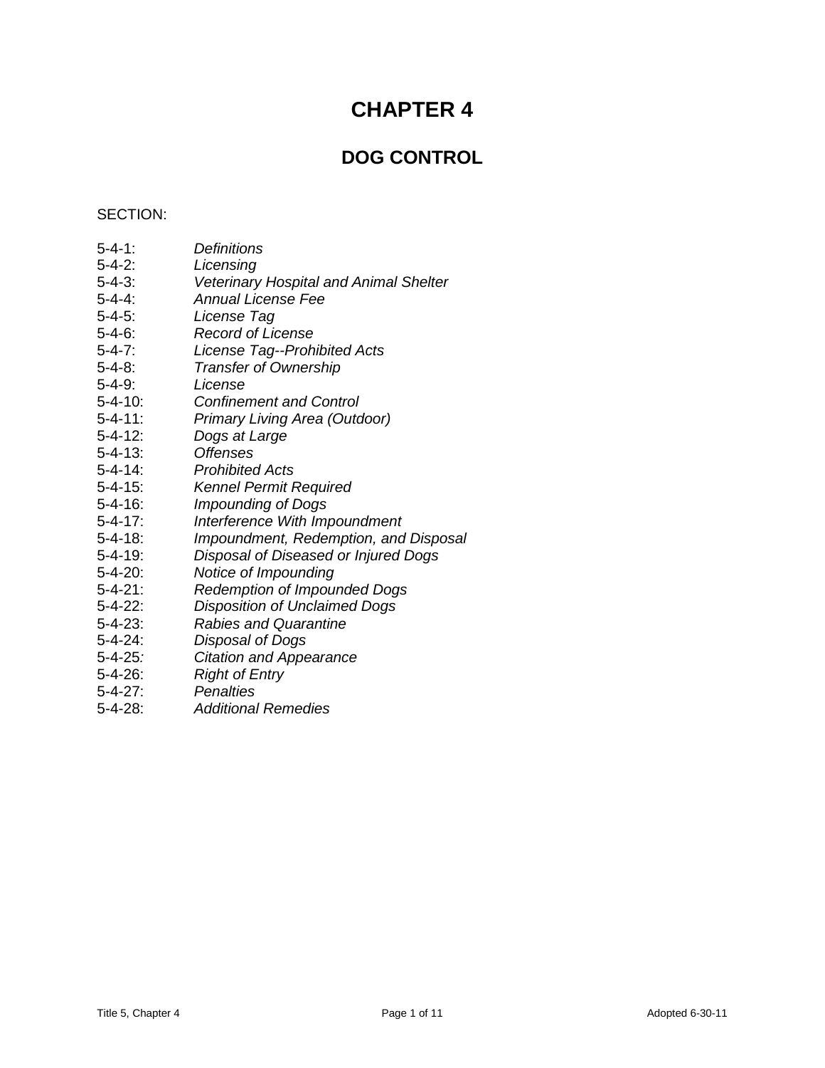# CHAPTER 4

## DOG CONTROL

SECTION:

5-4-1: *Definitions*
5-4-2: *Licensing*
5-4-3: *Veterinary Hospital and Animal Shelter*
5-4-4: *Annual License Fee*
5-4-5: *License Tag*
5-4-6: *Record of License*
5-4-7: *License Tag--Prohibited Acts*
5-4-8: *Transfer of Ownership*
5-4-9: *License*
5-4-10: *Confinement and Control*
5-4-11: *Primary Living Area (Outdoor)*
5-4-12: *Dogs at Large*
5-4-13: *Offenses*
5-4-14: *Prohibited Acts*
5-4-15: *Kennel Permit Required*
5-4-16: *Impounding of Dogs*
5-4-17: *Interference With Impoundment*
5-4-18: *Impoundment, Redemption, and Disposal*
5-4-19: *Disposal of Diseased or Injured Dogs*
5-4-20: *Notice of Impounding*
5-4-21: *Redemption of Impounded Dogs*
5-4-22: *Disposition of Unclaimed Dogs*
5-4-23: *Rabies and Quarantine*
5-4-24: *Disposal of Dogs*
5-4-25: *Citation and Appearance*
5-4-26: *Right of Entry*
5-4-27: *Penalties*
5-4-28: *Additional Remedies*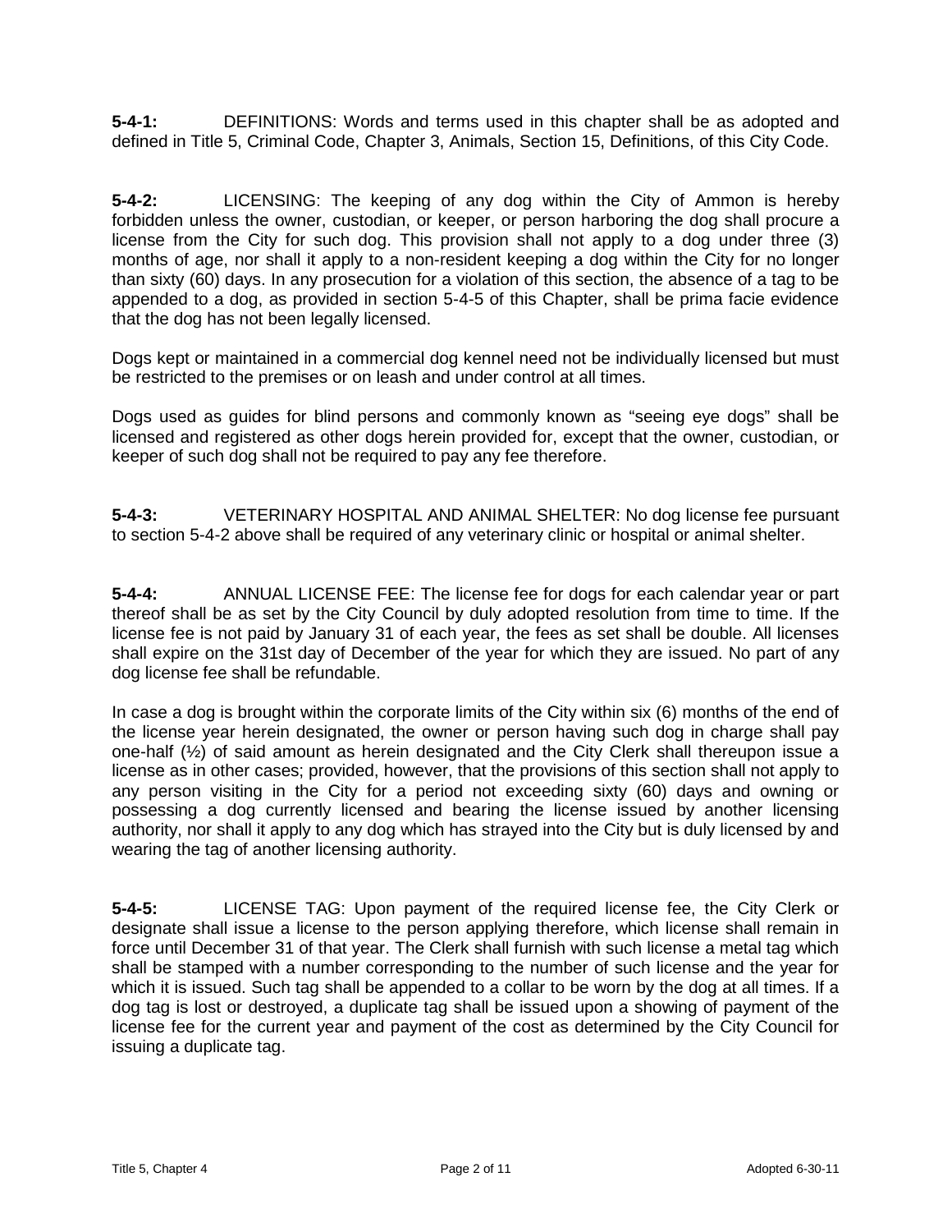**5-4-1:** DEFINITIONS: Words and terms used in this chapter shall be as adopted and defined in Title 5, Criminal Code, Chapter 3, Animals, Section 15, Definitions, of this City Code.

**5-4-2:** LICENSING: The keeping of any dog within the City of Ammon is hereby forbidden unless the owner, custodian, or keeper, or person harboring the dog shall procure a license from the City for such dog. This provision shall not apply to a dog under three (3) months of age, nor shall it apply to a non-resident keeping a dog within the City for no longer than sixty (60) days. In any prosecution for a violation of this section, the absence of a tag to be appended to a dog, as provided in section 5-4-5 of this Chapter, shall be prima facie evidence that the dog has not been legally licensed.

Dogs kept or maintained in a commercial dog kennel need not be individually licensed but must be restricted to the premises or on leash and under control at all times.

Dogs used as guides for blind persons and commonly known as "seeing eye dogs" shall be licensed and registered as other dogs herein provided for, except that the owner, custodian, or keeper of such dog shall not be required to pay any fee therefore.

**5-4-3:** VETERINARY HOSPITAL AND ANIMAL SHELTER: No dog license fee pursuant to section 5-4-2 above shall be required of any veterinary clinic or hospital or animal shelter.

**5-4-4:** ANNUAL LICENSE FEE: The license fee for dogs for each calendar year or part thereof shall be as set by the City Council by duly adopted resolution from time to time. If the license fee is not paid by January 31 of each year, the fees as set shall be double. All licenses shall expire on the 31st day of December of the year for which they are issued. No part of any dog license fee shall be refundable.

In case a dog is brought within the corporate limits of the City within six (6) months of the end of the license year herein designated, the owner or person having such dog in charge shall pay one-half (½) of said amount as herein designated and the City Clerk shall thereupon issue a license as in other cases; provided, however, that the provisions of this section shall not apply to any person visiting in the City for a period not exceeding sixty (60) days and owning or possessing a dog currently licensed and bearing the license issued by another licensing authority, nor shall it apply to any dog which has strayed into the City but is duly licensed by and wearing the tag of another licensing authority.

**5-4-5:** LICENSE TAG: Upon payment of the required license fee, the City Clerk or designate shall issue a license to the person applying therefore, which license shall remain in force until December 31 of that year. The Clerk shall furnish with such license a metal tag which shall be stamped with a number corresponding to the number of such license and the year for which it is issued. Such tag shall be appended to a collar to be worn by the dog at all times. If a dog tag is lost or destroyed, a duplicate tag shall be issued upon a showing of payment of the license fee for the current year and payment of the cost as determined by the City Council for issuing a duplicate tag.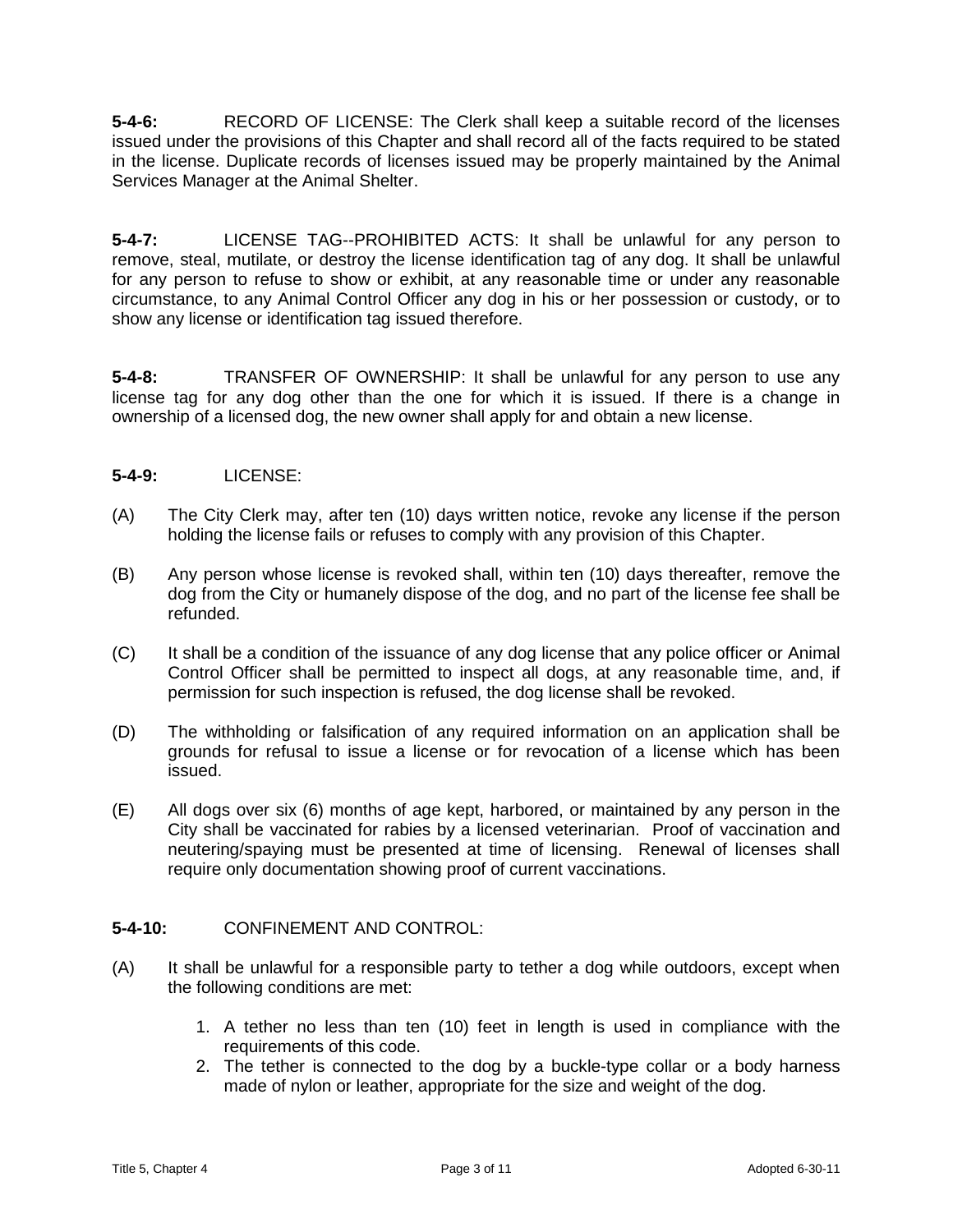**5-4-6:** RECORD OF LICENSE: The Clerk shall keep a suitable record of the licenses issued under the provisions of this Chapter and shall record all of the facts required to be stated in the license. Duplicate records of licenses issued may be properly maintained by the Animal Services Manager at the Animal Shelter.

**5-4-7:** LICENSE TAG--PROHIBITED ACTS: It shall be unlawful for any person to remove, steal, mutilate, or destroy the license identification tag of any dog. It shall be unlawful for any person to refuse to show or exhibit, at any reasonable time or under any reasonable circumstance, to any Animal Control Officer any dog in his or her possession or custody, or to show any license or identification tag issued therefore.

**5-4-8:** TRANSFER OF OWNERSHIP: It shall be unlawful for any person to use any license tag for any dog other than the one for which it is issued. If there is a change in ownership of a licensed dog, the new owner shall apply for and obtain a new license.

**5-4-9:** LICENSE:

(A) The City Clerk may, after ten (10) days written notice, revoke any license if the person holding the license fails or refuses to comply with any provision of this Chapter.

(B) Any person whose license is revoked shall, within ten (10) days thereafter, remove the dog from the City or humanely dispose of the dog, and no part of the license fee shall be refunded.

(C) It shall be a condition of the issuance of any dog license that any police officer or Animal Control Officer shall be permitted to inspect all dogs, at any reasonable time, and, if permission for such inspection is refused, the dog license shall be revoked.

(D) The withholding or falsification of any required information on an application shall be grounds for refusal to issue a license or for revocation of a license which has been issued.

(E) All dogs over six (6) months of age kept, harbored, or maintained by any person in the City shall be vaccinated for rabies by a licensed veterinarian. Proof of vaccination and neutering/spaying must be presented at time of licensing. Renewal of licenses shall require only documentation showing proof of current vaccinations.

**5-4-10:** CONFINEMENT AND CONTROL:

(A) It shall be unlawful for a responsible party to tether a dog while outdoors, except when the following conditions are met:

1. A tether no less than ten (10) feet in length is used in compliance with the requirements of this code.
2. The tether is connected to the dog by a buckle-type collar or a body harness made of nylon or leather, appropriate for the size and weight of the dog.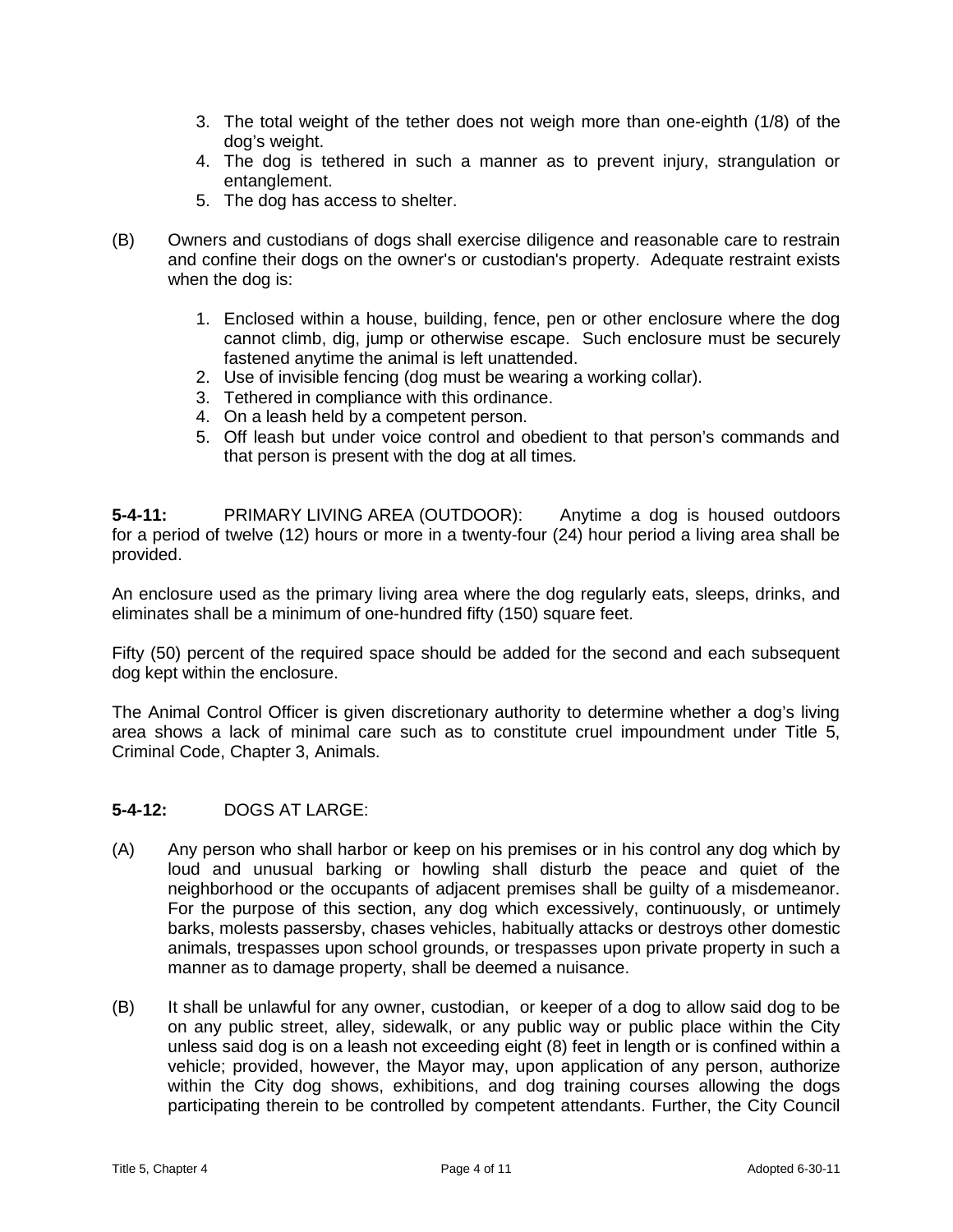3. The total weight of the tether does not weigh more than one-eighth (1/8) of the dog's weight.
4. The dog is tethered in such a manner as to prevent injury, strangulation or entanglement.
5. The dog has access to shelter.

(B) Owners and custodians of dogs shall exercise diligence and reasonable care to restrain and confine their dogs on the owner's or custodian's property. Adequate restraint exists when the dog is:

1. Enclosed within a house, building, fence, pen or other enclosure where the dog cannot climb, dig, jump or otherwise escape. Such enclosure must be securely fastened anytime the animal is left unattended.
2. Use of invisible fencing (dog must be wearing a working collar).
3. Tethered in compliance with this ordinance.
4. On a leash held by a competent person.
5. Off leash but under voice control and obedient to that person's commands and that person is present with the dog at all times.

**5-4-11:** PRIMARY LIVING AREA (OUTDOOR): Anytime a dog is housed outdoors for a period of twelve (12) hours or more in a twenty-four (24) hour period a living area shall be provided.

An enclosure used as the primary living area where the dog regularly eats, sleeps, drinks, and eliminates shall be a minimum of one-hundred fifty (150) square feet.

Fifty (50) percent of the required space should be added for the second and each subsequent dog kept within the enclosure.

The Animal Control Officer is given discretionary authority to determine whether a dog's living area shows a lack of minimal care such as to constitute cruel impoundment under Title 5, Criminal Code, Chapter 3, Animals.

**5-4-12:** DOGS AT LARGE:

(A) Any person who shall harbor or keep on his premises or in his control any dog which by loud and unusual barking or howling shall disturb the peace and quiet of the neighborhood or the occupants of adjacent premises shall be guilty of a misdemeanor. For the purpose of this section, any dog which excessively, continuously, or untimely barks, molests passersby, chases vehicles, habitually attacks or destroys other domestic animals, trespasses upon school grounds, or trespasses upon private property in such a manner as to damage property, shall be deemed a nuisance.

(B) It shall be unlawful for any owner, custodian, or keeper of a dog to allow said dog to be on any public street, alley, sidewalk, or any public way or public place within the City unless said dog is on a leash not exceeding eight (8) feet in length or is confined within a vehicle; provided, however, the Mayor may, upon application of any person, authorize within the City dog shows, exhibitions, and dog training courses allowing the dogs participating therein to be controlled by competent attendants. Further, the City Council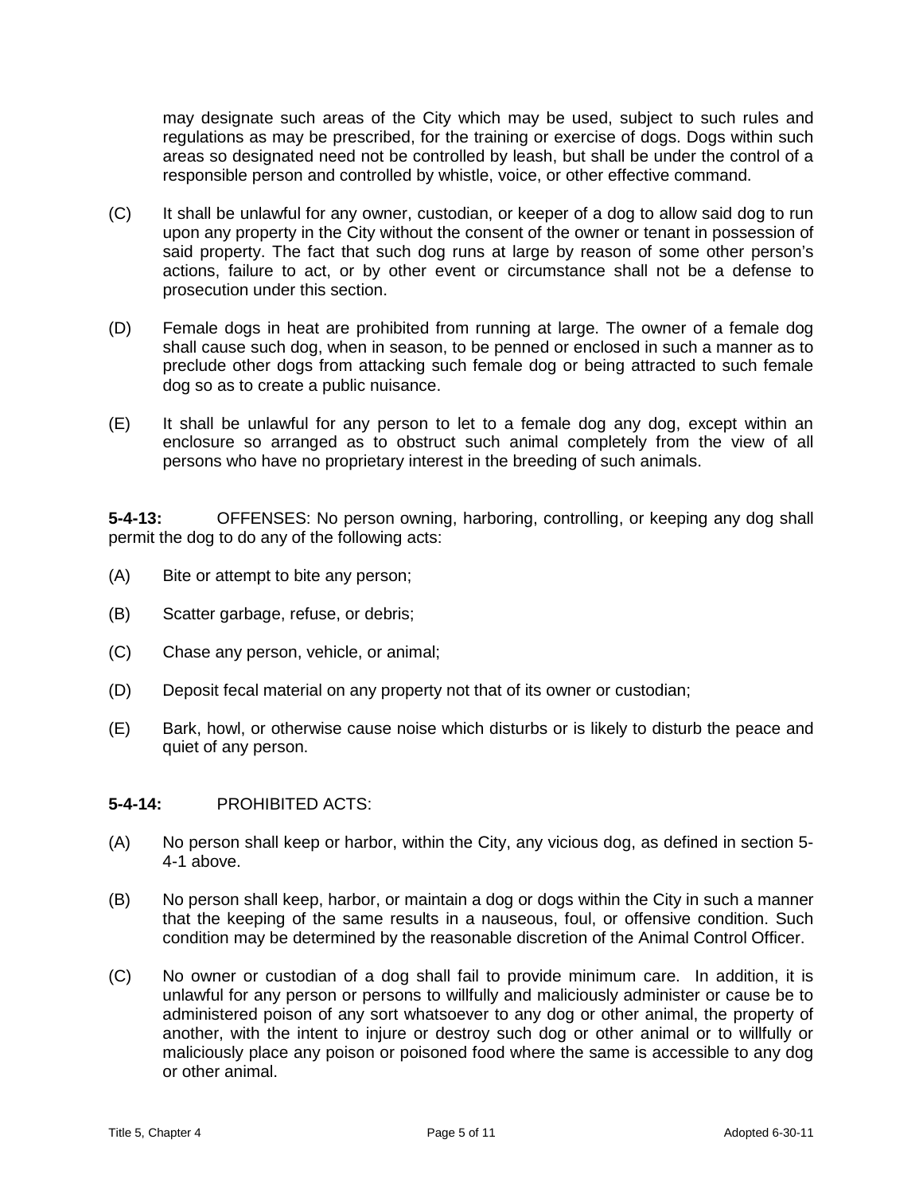may designate such areas of the City which may be used, subject to such rules and regulations as may be prescribed, for the training or exercise of dogs. Dogs within such areas so designated need not be controlled by leash, but shall be under the control of a responsible person and controlled by whistle, voice, or other effective command.

(C) It shall be unlawful for any owner, custodian, or keeper of a dog to allow said dog to run upon any property in the City without the consent of the owner or tenant in possession of said property. The fact that such dog runs at large by reason of some other person's actions, failure to act, or by other event or circumstance shall not be a defense to prosecution under this section.

(D) Female dogs in heat are prohibited from running at large. The owner of a female dog shall cause such dog, when in season, to be penned or enclosed in such a manner as to preclude other dogs from attacking such female dog or being attracted to such female dog so as to create a public nuisance.

(E) It shall be unlawful for any person to let to a female dog any dog, except within an enclosure so arranged as to obstruct such animal completely from the view of all persons who have no proprietary interest in the breeding of such animals.

**5-4-13:** OFFENSES: No person owning, harboring, controlling, or keeping any dog shall permit the dog to do any of the following acts:

(A) Bite or attempt to bite any person;

(B) Scatter garbage, refuse, or debris;

(C) Chase any person, vehicle, or animal;

(D) Deposit fecal material on any property not that of its owner or custodian;

(E) Bark, howl, or otherwise cause noise which disturbs or is likely to disturb the peace and quiet of any person.

**5-4-14:** PROHIBITED ACTS:

(A) No person shall keep or harbor, within the City, any vicious dog, as defined in section 5-4-1 above.

(B) No person shall keep, harbor, or maintain a dog or dogs within the City in such a manner that the keeping of the same results in a nauseous, foul, or offensive condition. Such condition may be determined by the reasonable discretion of the Animal Control Officer.

(C) No owner or custodian of a dog shall fail to provide minimum care. In addition, it is unlawful for any person or persons to willfully and maliciously administer or cause be to administered poison of any sort whatsoever to any dog or other animal, the property of another, with the intent to injure or destroy such dog or other animal or to willfully or maliciously place any poison or poisoned food where the same is accessible to any dog or other animal.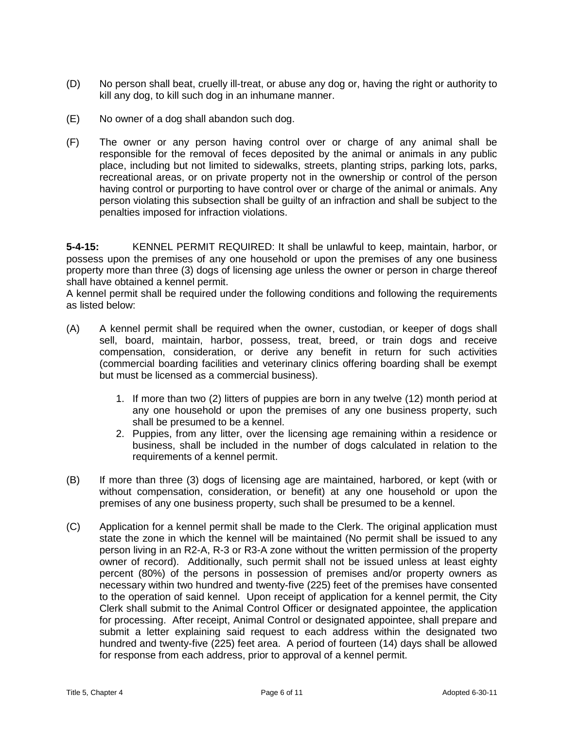(D) No person shall beat, cruelly ill-treat, or abuse any dog or, having the right or authority to kill any dog, to kill such dog in an inhumane manner.

(E) No owner of a dog shall abandon such dog.

(F) The owner or any person having control over or charge of any animal shall be responsible for the removal of feces deposited by the animal or animals in any public place, including but not limited to sidewalks, streets, planting strips, parking lots, parks, recreational areas, or on private property not in the ownership or control of the person having control or purporting to have control over or charge of the animal or animals. Any person violating this subsection shall be guilty of an infraction and shall be subject to the penalties imposed for infraction violations.

**5-4-15:** KENNEL PERMIT REQUIRED: It shall be unlawful to keep, maintain, harbor, or possess upon the premises of any one household or upon the premises of any one business property more than three (3) dogs of licensing age unless the owner or person in charge thereof shall have obtained a kennel permit.

A kennel permit shall be required under the following conditions and following the requirements as listed below:

(A) A kennel permit shall be required when the owner, custodian, or keeper of dogs shall sell, board, maintain, harbor, possess, treat, breed, or train dogs and receive compensation, consideration, or derive any benefit in return for such activities (commercial boarding facilities and veterinary clinics offering boarding shall be exempt but must be licensed as a commercial business).

1. If more than two (2) litters of puppies are born in any twelve (12) month period at any one household or upon the premises of any one business property, such shall be presumed to be a kennel.
2. Puppies, from any litter, over the licensing age remaining within a residence or business, shall be included in the number of dogs calculated in relation to the requirements of a kennel permit.

(B) If more than three (3) dogs of licensing age are maintained, harbored, or kept (with or without compensation, consideration, or benefit) at any one household or upon the premises of any one business property, such shall be presumed to be a kennel.

(C) Application for a kennel permit shall be made to the Clerk. The original application must state the zone in which the kennel will be maintained (No permit shall be issued to any person living in an R2-A, R-3 or R3-A zone without the written permission of the property owner of record). Additionally, such permit shall not be issued unless at least eighty percent (80%) of the persons in possession of premises and/or property owners as necessary within two hundred and twenty-five (225) feet of the premises have consented to the operation of said kennel. Upon receipt of application for a kennel permit, the City Clerk shall submit to the Animal Control Officer or designated appointee, the application for processing. After receipt, Animal Control or designated appointee, shall prepare and submit a letter explaining said request to each address within the designated two hundred and twenty-five (225) feet area. A period of fourteen (14) days shall be allowed for response from each address, prior to approval of a kennel permit.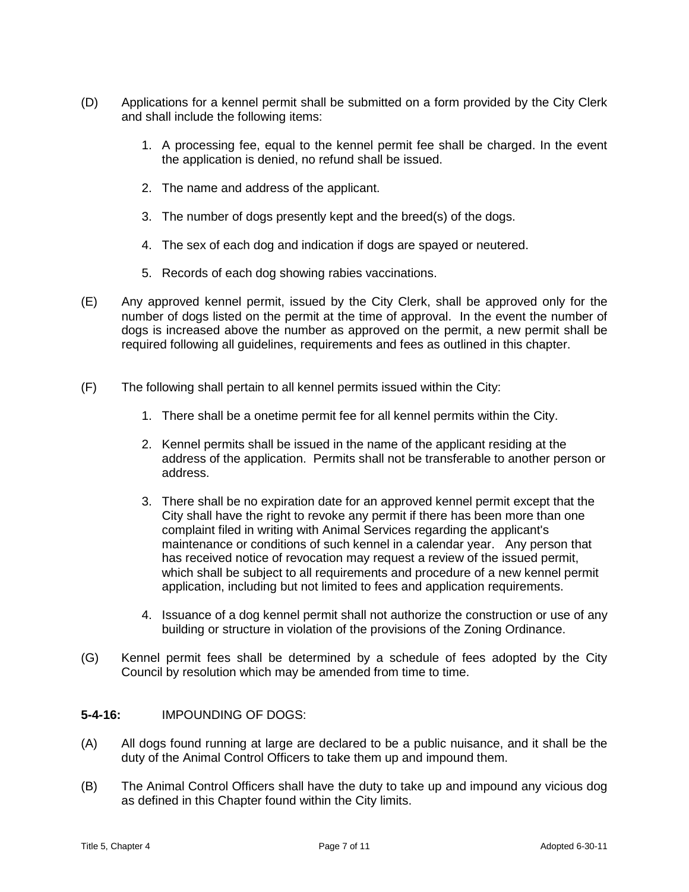(D) Applications for a kennel permit shall be submitted on a form provided by the City Clerk and shall include the following items:

1. A processing fee, equal to the kennel permit fee shall be charged. In the event the application is denied, no refund shall be issued.

2. The name and address of the applicant.

3. The number of dogs presently kept and the breed(s) of the dogs.

4. The sex of each dog and indication if dogs are spayed or neutered.

5. Records of each dog showing rabies vaccinations.

(E) Any approved kennel permit, issued by the City Clerk, shall be approved only for the number of dogs listed on the permit at the time of approval. In the event the number of dogs is increased above the number as approved on the permit, a new permit shall be required following all guidelines, requirements and fees as outlined in this chapter.

(F) The following shall pertain to all kennel permits issued within the City:

1. There shall be a onetime permit fee for all kennel permits within the City.

2. Kennel permits shall be issued in the name of the applicant residing at the address of the application. Permits shall not be transferable to another person or address.

3. There shall be no expiration date for an approved kennel permit except that the City shall have the right to revoke any permit if there has been more than one complaint filed in writing with Animal Services regarding the applicant's maintenance or conditions of such kennel in a calendar year. Any person that has received notice of revocation may request a review of the issued permit, which shall be subject to all requirements and procedure of a new kennel permit application, including but not limited to fees and application requirements.

4. Issuance of a dog kennel permit shall not authorize the construction or use of any building or structure in violation of the provisions of the Zoning Ordinance.

(G) Kennel permit fees shall be determined by a schedule of fees adopted by the City Council by resolution which may be amended from time to time.

**5-4-16:** IMPOUNDING OF DOGS:

(A) All dogs found running at large are declared to be a public nuisance, and it shall be the duty of the Animal Control Officers to take them up and impound them.

(B) The Animal Control Officers shall have the duty to take up and impound any vicious dog as defined in this Chapter found within the City limits.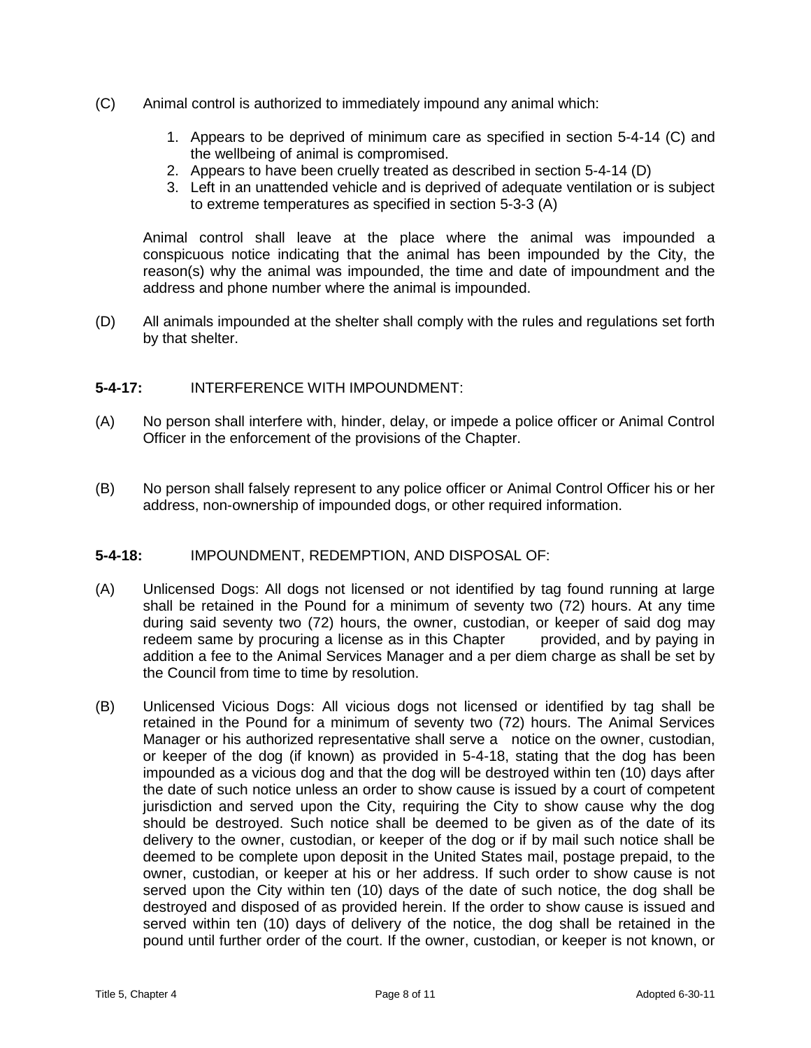(C) Animal control is authorized to immediately impound any animal which:

1. Appears to be deprived of minimum care as specified in section 5-4-14 (C) and the wellbeing of animal is compromised.
2. Appears to have been cruelly treated as described in section 5-4-14 (D)
3. Left in an unattended vehicle and is deprived of adequate ventilation or is subject to extreme temperatures as specified in section 5-3-3 (A)

Animal control shall leave at the place where the animal was impounded a conspicuous notice indicating that the animal has been impounded by the City, the reason(s) why the animal was impounded, the time and date of impoundment and the address and phone number where the animal is impounded.

(D) All animals impounded at the shelter shall comply with the rules and regulations set forth by that shelter.

**5-4-17:** INTERFERENCE WITH IMPOUNDMENT:

(A) No person shall interfere with, hinder, delay, or impede a police officer or Animal Control Officer in the enforcement of the provisions of the Chapter.

(B) No person shall falsely represent to any police officer or Animal Control Officer his or her address, non-ownership of impounded dogs, or other required information.

**5-4-18:** IMPOUNDMENT, REDEMPTION, AND DISPOSAL OF:

(A) Unlicensed Dogs: All dogs not licensed or not identified by tag found running at large shall be retained in the Pound for a minimum of seventy two (72) hours. At any time during said seventy two (72) hours, the owner, custodian, or keeper of said dog may redeem same by procuring a license as in this Chapter provided, and by paying in addition a fee to the Animal Services Manager and a per diem charge as shall be set by the Council from time to time by resolution.

(B) Unlicensed Vicious Dogs: All vicious dogs not licensed or identified by tag shall be retained in the Pound for a minimum of seventy two (72) hours. The Animal Services Manager or his authorized representative shall serve a notice on the owner, custodian, or keeper of the dog (if known) as provided in 5-4-18, stating that the dog has been impounded as a vicious dog and that the dog will be destroyed within ten (10) days after the date of such notice unless an order to show cause is issued by a court of competent jurisdiction and served upon the City, requiring the City to show cause why the dog should be destroyed. Such notice shall be deemed to be given as of the date of its delivery to the owner, custodian, or keeper of the dog or if by mail such notice shall be deemed to be complete upon deposit in the United States mail, postage prepaid, to the owner, custodian, or keeper at his or her address. If such order to show cause is not served upon the City within ten (10) days of the date of such notice, the dog shall be destroyed and disposed of as provided herein. If the order to show cause is issued and served within ten (10) days of delivery of the notice, the dog shall be retained in the pound until further order of the court. If the owner, custodian, or keeper is not known, or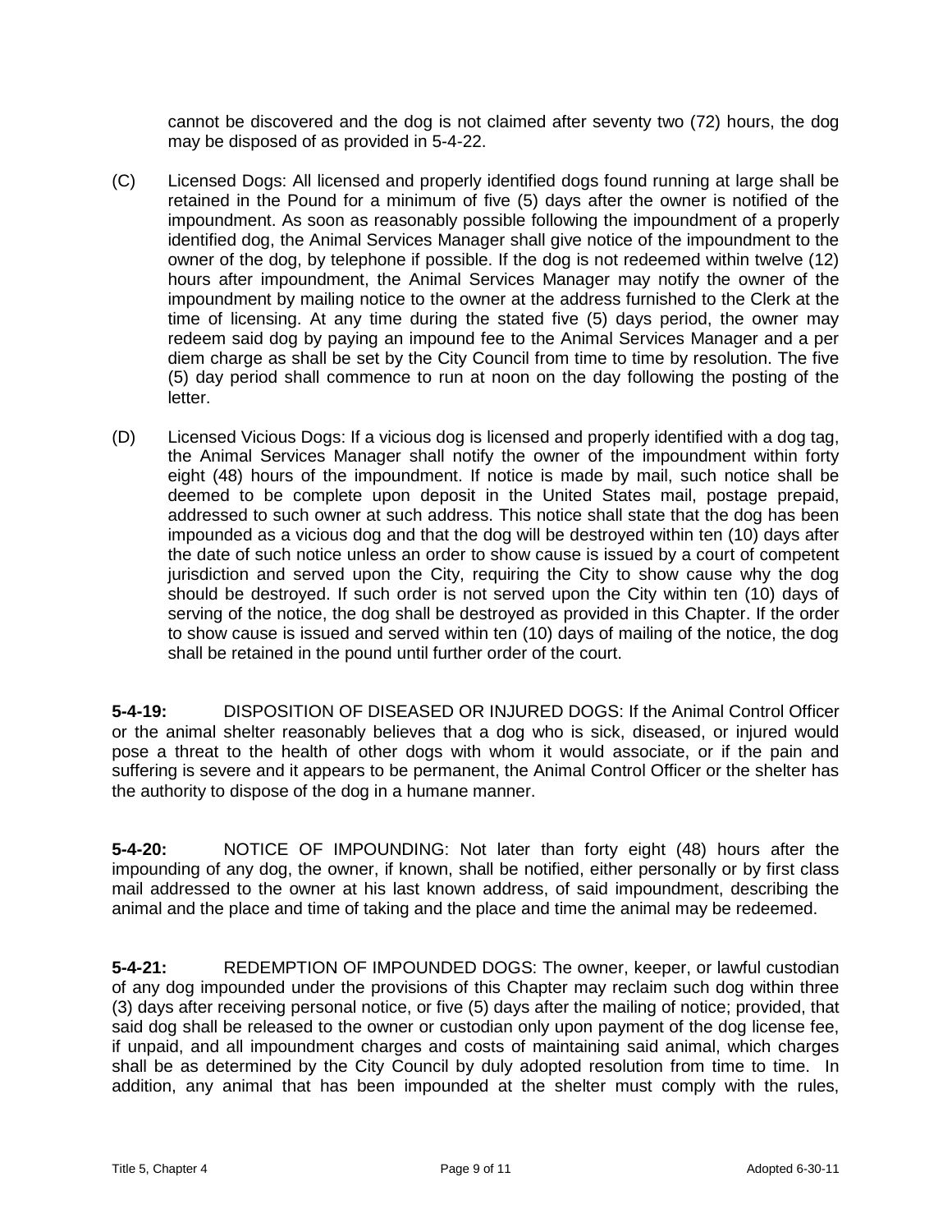cannot be discovered and the dog is not claimed after seventy two (72) hours, the dog may be disposed of as provided in 5-4-22.

(C) Licensed Dogs: All licensed and properly identified dogs found running at large shall be retained in the Pound for a minimum of five (5) days after the owner is notified of the impoundment. As soon as reasonably possible following the impoundment of a properly identified dog, the Animal Services Manager shall give notice of the impoundment to the owner of the dog, by telephone if possible. If the dog is not redeemed within twelve (12) hours after impoundment, the Animal Services Manager may notify the owner of the impoundment by mailing notice to the owner at the address furnished to the Clerk at the time of licensing. At any time during the stated five (5) days period, the owner may redeem said dog by paying an impound fee to the Animal Services Manager and a per diem charge as shall be set by the City Council from time to time by resolution. The five (5) day period shall commence to run at noon on the day following the posting of the letter.

(D) Licensed Vicious Dogs: If a vicious dog is licensed and properly identified with a dog tag, the Animal Services Manager shall notify the owner of the impoundment within forty eight (48) hours of the impoundment. If notice is made by mail, such notice shall be deemed to be complete upon deposit in the United States mail, postage prepaid, addressed to such owner at such address. This notice shall state that the dog has been impounded as a vicious dog and that the dog will be destroyed within ten (10) days after the date of such notice unless an order to show cause is issued by a court of competent jurisdiction and served upon the City, requiring the City to show cause why the dog should be destroyed. If such order is not served upon the City within ten (10) days of serving of the notice, the dog shall be destroyed as provided in this Chapter. If the order to show cause is issued and served within ten (10) days of mailing of the notice, the dog shall be retained in the pound until further order of the court.

**5-4-19:** DISPOSITION OF DISEASED OR INJURED DOGS: If the Animal Control Officer or the animal shelter reasonably believes that a dog who is sick, diseased, or injured would pose a threat to the health of other dogs with whom it would associate, or if the pain and suffering is severe and it appears to be permanent, the Animal Control Officer or the shelter has the authority to dispose of the dog in a humane manner.

**5-4-20:** NOTICE OF IMPOUNDING: Not later than forty eight (48) hours after the impounding of any dog, the owner, if known, shall be notified, either personally or by first class mail addressed to the owner at his last known address, of said impoundment, describing the animal and the place and time of taking and the place and time the animal may be redeemed.

**5-4-21:** REDEMPTION OF IMPOUNDED DOGS: The owner, keeper, or lawful custodian of any dog impounded under the provisions of this Chapter may reclaim such dog within three (3) days after receiving personal notice, or five (5) days after the mailing of notice; provided, that said dog shall be released to the owner or custodian only upon payment of the dog license fee, if unpaid, and all impoundment charges and costs of maintaining said animal, which charges shall be as determined by the City Council by duly adopted resolution from time to time. In addition, any animal that has been impounded at the shelter must comply with the rules,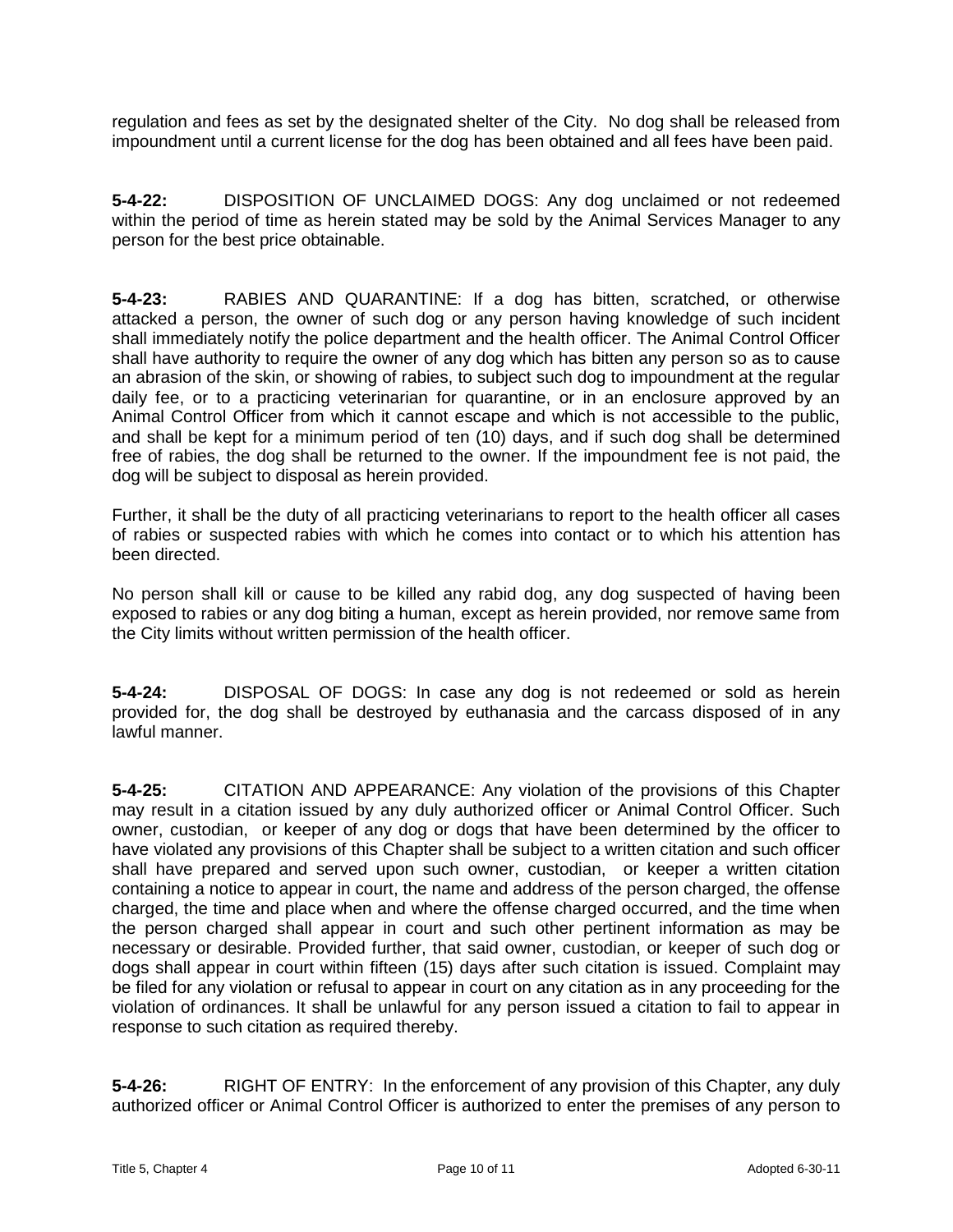regulation and fees as set by the designated shelter of the City. No dog shall be released from impoundment until a current license for the dog has been obtained and all fees have been paid.

**5-4-22:** DISPOSITION OF UNCLAIMED DOGS: Any dog unclaimed or not redeemed within the period of time as herein stated may be sold by the Animal Services Manager to any person for the best price obtainable.

**5-4-23:** RABIES AND QUARANTINE: If a dog has bitten, scratched, or otherwise attacked a person, the owner of such dog or any person having knowledge of such incident shall immediately notify the police department and the health officer. The Animal Control Officer shall have authority to require the owner of any dog which has bitten any person so as to cause an abrasion of the skin, or showing of rabies, to subject such dog to impoundment at the regular daily fee, or to a practicing veterinarian for quarantine, or in an enclosure approved by an Animal Control Officer from which it cannot escape and which is not accessible to the public, and shall be kept for a minimum period of ten (10) days, and if such dog shall be determined free of rabies, the dog shall be returned to the owner. If the impoundment fee is not paid, the dog will be subject to disposal as herein provided.

Further, it shall be the duty of all practicing veterinarians to report to the health officer all cases of rabies or suspected rabies with which he comes into contact or to which his attention has been directed.

No person shall kill or cause to be killed any rabid dog, any dog suspected of having been exposed to rabies or any dog biting a human, except as herein provided, nor remove same from the City limits without written permission of the health officer.

**5-4-24:** DISPOSAL OF DOGS: In case any dog is not redeemed or sold as herein provided for, the dog shall be destroyed by euthanasia and the carcass disposed of in any lawful manner.

**5-4-25:** CITATION AND APPEARANCE: Any violation of the provisions of this Chapter may result in a citation issued by any duly authorized officer or Animal Control Officer. Such owner, custodian, or keeper of any dog or dogs that have been determined by the officer to have violated any provisions of this Chapter shall be subject to a written citation and such officer shall have prepared and served upon such owner, custodian, or keeper a written citation containing a notice to appear in court, the name and address of the person charged, the offense charged, the time and place when and where the offense charged occurred, and the time when the person charged shall appear in court and such other pertinent information as may be necessary or desirable. Provided further, that said owner, custodian, or keeper of such dog or dogs shall appear in court within fifteen (15) days after such citation is issued. Complaint may be filed for any violation or refusal to appear in court on any citation as in any proceeding for the violation of ordinances. It shall be unlawful for any person issued a citation to fail to appear in response to such citation as required thereby.

**5-4-26:** RIGHT OF ENTRY: In the enforcement of any provision of this Chapter, any duly authorized officer or Animal Control Officer is authorized to enter the premises of any person to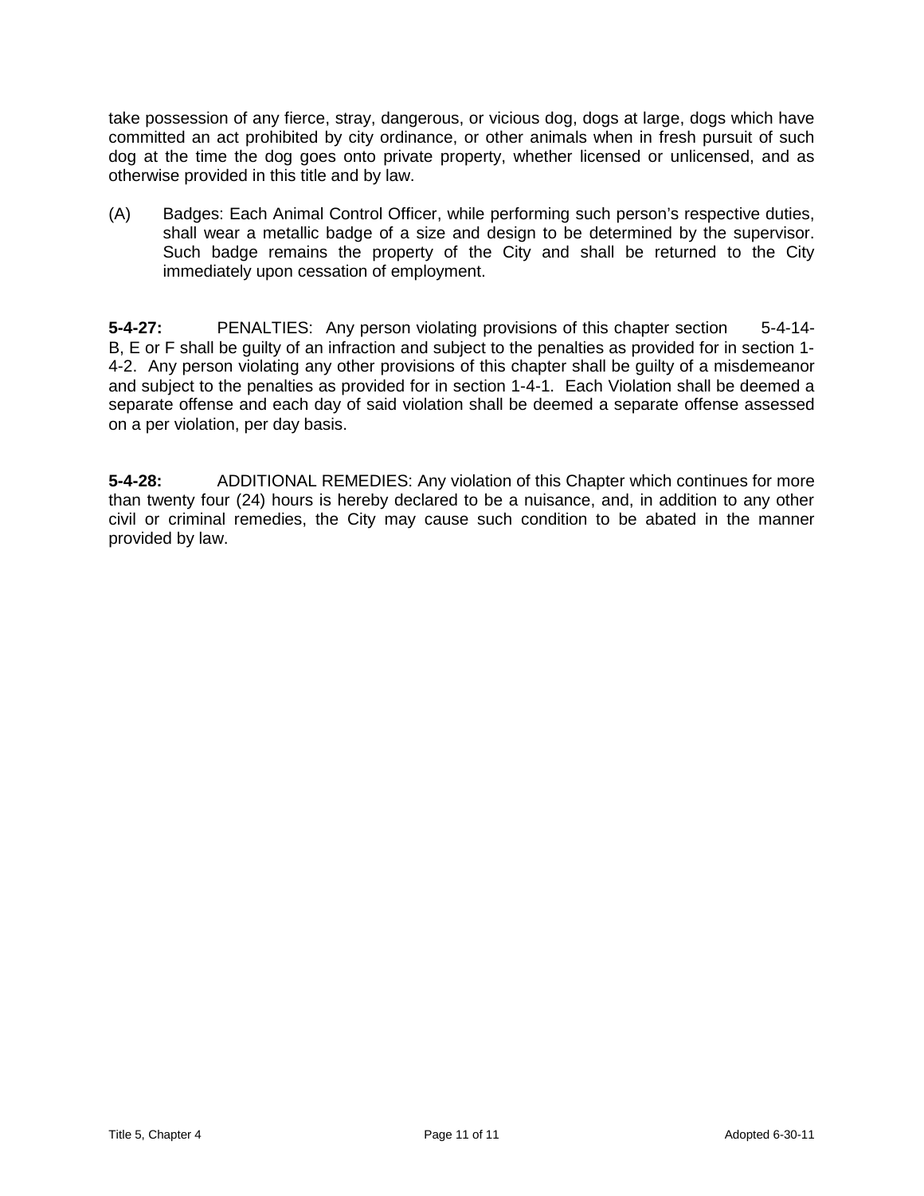take possession of any fierce, stray, dangerous, or vicious dog, dogs at large, dogs which have committed an act prohibited by city ordinance, or other animals when in fresh pursuit of such dog at the time the dog goes onto private property, whether licensed or unlicensed, and as otherwise provided in this title and by law.

(A) Badges: Each Animal Control Officer, while performing such person's respective duties, shall wear a metallic badge of a size and design to be determined by the supervisor. Such badge remains the property of the City and shall be returned to the City immediately upon cessation of employment.

**5-4-27:** PENALTIES: Any person violating provisions of this chapter section 5-4-14-B, E or F shall be guilty of an infraction and subject to the penalties as provided for in section 1-4-2. Any person violating any other provisions of this chapter shall be guilty of a misdemeanor and subject to the penalties as provided for in section 1-4-1. Each Violation shall be deemed a separate offense and each day of said violation shall be deemed a separate offense assessed on a per violation, per day basis.

**5-4-28:** ADDITIONAL REMEDIES: Any violation of this Chapter which continues for more than twenty four (24) hours is hereby declared to be a nuisance, and, in addition to any other civil or criminal remedies, the City may cause such condition to be abated in the manner provided by law.